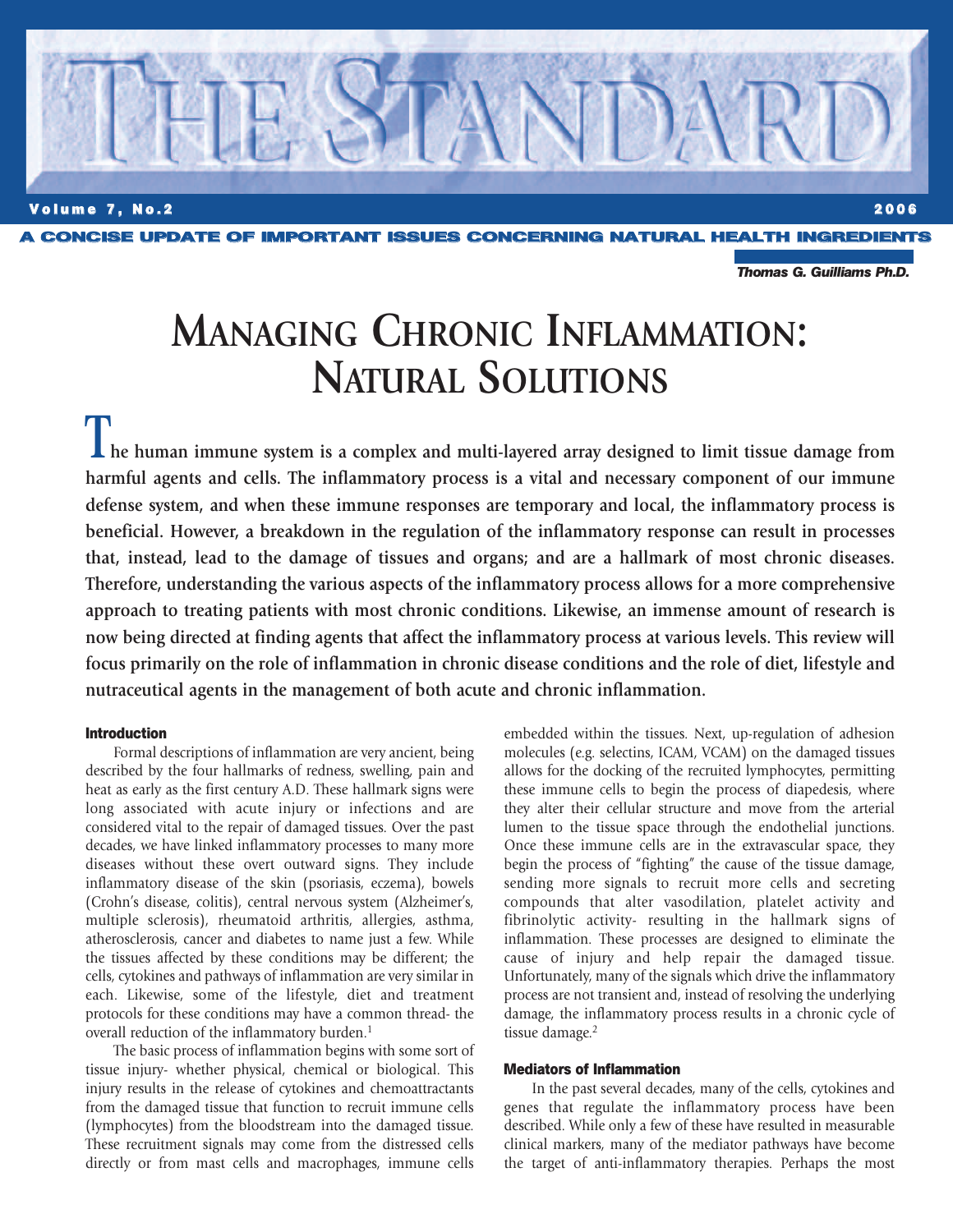# THE STANDARD

**Volume 7, No.2** **2006**

**A CONCISE UPDATE OF IMPORTANT ISSUES CONCERNING NATURAL HEALTH INGREDIENTS**

***Thomas G. Guilliams Ph.D.***

# MANAGING CHRONIC INFLAMMATION: NATURAL SOLUTIONS

**The human immune system is a complex and multi-layered array designed to limit tissue damage from harmful agents and cells. The inflammatory process is a vital and necessary component of our immune defense system, and when these immune responses are temporary and local, the inflammatory process is beneficial. However, a breakdown in the regulation of the inflammatory response can result in processes that, instead, lead to the damage of tissues and organs; and are a hallmark of most chronic diseases. Therefore, understanding the various aspects of the inflammatory process allows for a more comprehensive approach to treating patients with most chronic conditions. Likewise, an immense amount of research is now being directed at finding agents that affect the inflammatory process at various levels. This review will focus primarily on the role of inflammation in chronic disease conditions and the role of diet, lifestyle and nutraceutical agents in the management of both acute and chronic inflammation.**

### Introduction

Formal descriptions of inflammation are very ancient, being described by the four hallmarks of redness, swelling, pain and heat as early as the first century A.D. These hallmark signs were long associated with acute injury or infections and are considered vital to the repair of damaged tissues. Over the past decades, we have linked inflammatory processes to many more diseases without these overt outward signs. They include inflammatory disease of the skin (psoriasis, eczema), bowels (Crohn's disease, colitis), central nervous system (Alzheimer's, multiple sclerosis), rheumatoid arthritis, allergies, asthma, atherosclerosis, cancer and diabetes to name just a few. While the tissues affected by these conditions may be different; the cells, cytokines and pathways of inflammation are very similar in each. Likewise, some of the lifestyle, diet and treatment protocols for these conditions may have a common thread- the overall reduction of the inflammatory burden.[1]

The basic process of inflammation begins with some sort of tissue injury- whether physical, chemical or biological. This injury results in the release of cytokines and chemoattractants from the damaged tissue that function to recruit immune cells (lymphocytes) from the bloodstream into the damaged tissue. These recruitment signals may come from the distressed cells directly or from mast cells and macrophages, immune cells embedded within the tissues. Next, up-regulation of adhesion molecules (e.g. selectins, ICAM, VCAM) on the damaged tissues allows for the docking of the recruited lymphocytes, permitting these immune cells to begin the process of diapedesis, where they alter their cellular structure and move from the arterial lumen to the tissue space through the endothelial junctions. Once these immune cells are in the extravascular space, they begin the process of "fighting" the cause of the tissue damage, sending more signals to recruit more cells and secreting compounds that alter vasodilation, platelet activity and fibrinolytic activity- resulting in the hallmark signs of inflammation. These processes are designed to eliminate the cause of injury and help repair the damaged tissue. Unfortunately, many of the signals which drive the inflammatory process are not transient and, instead of resolving the underlying damage, the inflammatory process results in a chronic cycle of tissue damage.[2]

### Mediators of Inflammation

In the past several decades, many of the cells, cytokines and genes that regulate the inflammatory process have been described. While only a few of these have resulted in measurable clinical markers, many of the mediator pathways have become the target of anti-inflammatory therapies. Perhaps the most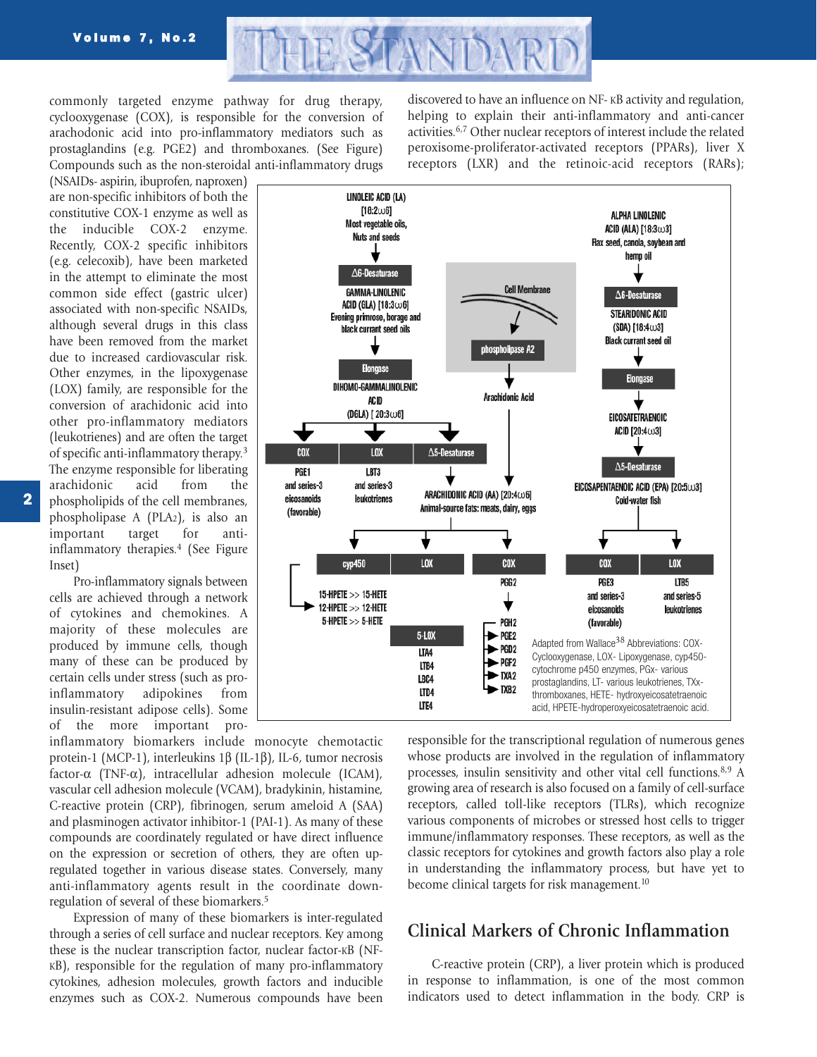commonly targeted enzyme pathway for drug therapy, cyclooxygenase (COX), is responsible for the conversion of arachodonic acid into pro-inflammatory mediators such as prostaglandins (e.g. PGE2) and thromboxanes. (See Figure) Compounds such as the non-steroidal anti-inflammatory drugs (NSAIDs- aspirin, ibuprofen, naproxen) are non-specific inhibitors of both the constitutive COX-1 enzyme as well as the inducible COX-2 enzyme. Recently, COX-2 specific inhibitors (e.g. celecoxib), have been marketed in the attempt to eliminate the most common side effect (gastric ulcer) associated with non-specific NSAIDs, although several drugs in this class have been removed from the market due to increased cardiovascular risk. Other enzymes, in the lipoxygenase (LOX) family, are responsible for the conversion of arachidonic acid into other pro-inflammatory mediators (leukotrienes) and are often the target of specific anti-inflammatory therapy.[3] The enzyme responsible for liberating arachidonic acid from the phospholipids of the cell membranes, phospholipase A ($PLA_2$), is also an important target for anti-inflammatory therapies.[4] (See Figure Inset)

Pro-inflammatory signals between cells are achieved through a network of cytokines and chemokines. A majority of these molecules are produced by immune cells, though many of these can be produced by certain cells under stress (such as pro-inflammatory adipokines from insulin-resistant adipose cells). Some of the more important pro-inflammatory biomarkers include monocyte chemotactic protein-1 (MCP-1), interleukins 1β (IL-1β), IL-6, tumor necrosis factor-α (TNF-α), intracellular adhesion molecule (ICAM), vascular cell adhesion molecule (VCAM), bradykinin, histamine, C-reactive protein (CRP), fibrinogen, serum ameloid A (SAA) and plasminogen activator inhibitor-1 (PAI-1). As many of these compounds are coordinately regulated or have direct influence on the expression or secretion of others, they are often up-regulated together in various disease states. Conversely, many anti-inflammatory agents result in the coordinate down-regulation of several of these biomarkers.[5]

Expression of many of these biomarkers is inter-regulated through a series of cell surface and nuclear receptors. Key among these is the nuclear transcription factor, nuclear factor-κB (NF-κB), responsible for the regulation of many pro-inflammatory cytokines, adhesion molecules, growth factors and inducible enzymes such as COX-2. Numerous compounds have been discovered to have an influence on NF- κB activity and regulation, helping to explain their anti-inflammatory and anti-cancer activities.[6,7] Other nuclear receptors of interest include the related peroxisome-proliferator-activated receptors (PPARs), liver X receptors (LXR) and the retinoic-acid receptors (RARs); responsible for the transcriptional regulation of numerous genes whose products are involved in the regulation of inflammatory processes, insulin sensitivity and other vital cell functions.[8,9] A growing area of research is also focused on a family of cell-surface receptors, called toll-like receptors (TLRs), which recognize various components of microbes or stressed host cells to trigger immune/inflammatory responses. These receptors, as well as the classic receptors for cytokines and growth factors also play a role in understanding the inflammatory process, but have yet to become clinical targets for risk management.[10]

Adapted from Wallace[38] Abbreviations: COX- Cyclooxygenase, LOX- Lipoxygenase, cyp450- cytochrome p450 enzymes, PGx- various prostaglandins, LT- various leukotrienes, TXx- thromboxanes, HETE- hydroxyeicosatetraenoic acid, HPETE-hydroperoxyeicosatetraenoic acid.

## Clinical Markers of Chronic Inflammation

C-reactive protein (CRP), a liver protein which is produced in response to inflammation, is one of the most common indicators used to detect inflammation in the body. CRP is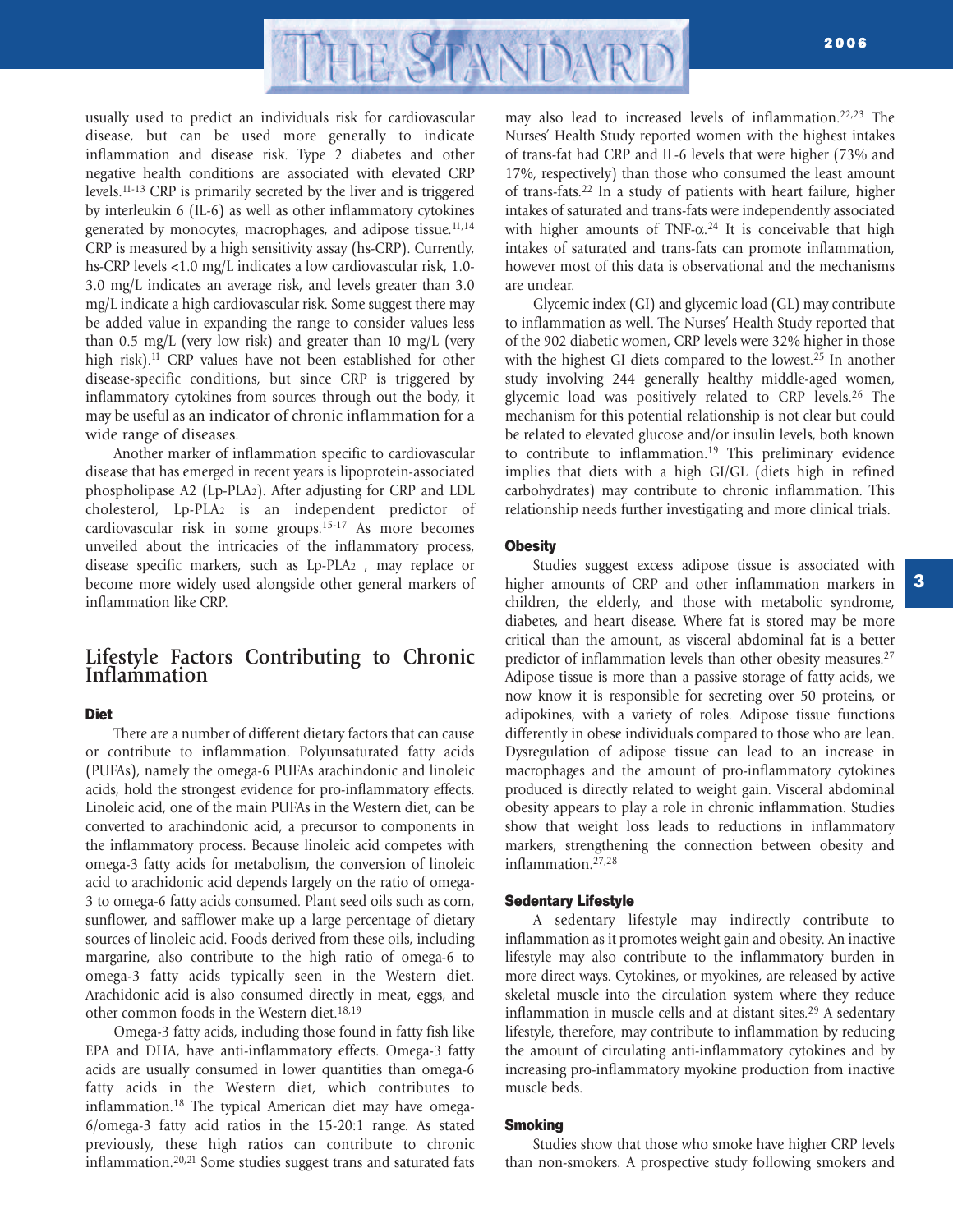usually used to predict an individuals risk for cardiovascular disease, but can be used more generally to indicate inflammation and disease risk. Type 2 diabetes and other negative health conditions are associated with elevated CRP levels.[11-13] CRP is primarily secreted by the liver and is triggered by interleukin 6 (IL-6) as well as other inflammatory cytokines generated by monocytes, macrophages, and adipose tissue.[11,14] CRP is measured by a high sensitivity assay (hs-CRP). Currently, hs-CRP levels <1.0 mg/L indicates a low cardiovascular risk, 1.0-3.0 mg/L indicates an average risk, and levels greater than 3.0 mg/L indicate a high cardiovascular risk. Some suggest there may be added value in expanding the range to consider values less than 0.5 mg/L (very low risk) and greater than 10 mg/L (very high risk).[11] CRP values have not been established for other disease-specific conditions, but since CRP is triggered by inflammatory cytokines from sources through out the body, it may be useful as an indicator of chronic inflammation for a wide range of diseases.

Another marker of inflammation specific to cardiovascular disease that has emerged in recent years is lipoprotein-associated phospholipase A2 (Lp-PLA2). After adjusting for CRP and LDL cholesterol, Lp-PLA2 is an independent predictor of cardiovascular risk in some groups.[15-17] As more becomes unveiled about the intricacies of the inflammatory process, disease specific markers, such as Lp-PLA2 , may replace or become more widely used alongside other general markers of inflammation like CRP.

## Lifestyle Factors Contributing to Chronic Inflammation

### Diet

There are a number of different dietary factors that can cause or contribute to inflammation. Polyunsaturated fatty acids (PUFAs), namely the omega-6 PUFAs arachindonic and linoleic acids, hold the strongest evidence for pro-inflammatory effects. Linoleic acid, one of the main PUFAs in the Western diet, can be converted to arachindonic acid, a precursor to components in the inflammatory process. Because linoleic acid competes with omega-3 fatty acids for metabolism, the conversion of linoleic acid to arachidonic acid depends largely on the ratio of omega-3 to omega-6 fatty acids consumed. Plant seed oils such as corn, sunflower, and safflower make up a large percentage of dietary sources of linoleic acid. Foods derived from these oils, including margarine, also contribute to the high ratio of omega-6 to omega-3 fatty acids typically seen in the Western diet. Arachidonic acid is also consumed directly in meat, eggs, and other common foods in the Western diet.[18,19]

Omega-3 fatty acids, including those found in fatty fish like EPA and DHA, have anti-inflammatory effects. Omega-3 fatty acids are usually consumed in lower quantities than omega-6 fatty acids in the Western diet, which contributes to inflammation.[18] The typical American diet may have omega-6/omega-3 fatty acid ratios in the 15-20:1 range. As stated previously, these high ratios can contribute to chronic inflammation.[20,21] Some studies suggest trans and saturated fats may also lead to increased levels of inflammation.[22,23] The Nurses' Health Study reported women with the highest intakes of trans-fat had CRP and IL-6 levels that were higher (73% and 17%, respectively) than those who consumed the least amount of trans-fats.[22] In a study of patients with heart failure, higher intakes of saturated and trans-fats were independently associated with higher amounts of TNF-α.[24] It is conceivable that high intakes of saturated and trans-fats can promote inflammation, however most of this data is observational and the mechanisms are unclear.

Glycemic index (GI) and glycemic load (GL) may contribute to inflammation as well. The Nurses' Health Study reported that of the 902 diabetic women, CRP levels were 32% higher in those with the highest GI diets compared to the lowest.[25] In another study involving 244 generally healthy middle-aged women, glycemic load was positively related to CRP levels.[26] The mechanism for this potential relationship is not clear but could be related to elevated glucose and/or insulin levels, both known to contribute to inflammation.[19] This preliminary evidence implies that diets with a high GI/GL (diets high in refined carbohydrates) may contribute to chronic inflammation. This relationship needs further investigating and more clinical trials.

### Obesity

Studies suggest excess adipose tissue is associated with higher amounts of CRP and other inflammation markers in children, the elderly, and those with metabolic syndrome, diabetes, and heart disease. Where fat is stored may be more critical than the amount, as visceral abdominal fat is a better predictor of inflammation levels than other obesity measures.[27] Adipose tissue is more than a passive storage of fatty acids, we now know it is responsible for secreting over 50 proteins, or adipokines, with a variety of roles. Adipose tissue functions differently in obese individuals compared to those who are lean. Dysregulation of adipose tissue can lead to an increase in macrophages and the amount of pro-inflammatory cytokines produced is directly related to weight gain. Visceral abdominal obesity appears to play a role in chronic inflammation. Studies show that weight loss leads to reductions in inflammatory markers, strengthening the connection between obesity and inflammation.[27,28]

### Sedentary Lifestyle

A sedentary lifestyle may indirectly contribute to inflammation as it promotes weight gain and obesity. An inactive lifestyle may also contribute to the inflammatory burden in more direct ways. Cytokines, or myokines, are released by active skeletal muscle into the circulation system where they reduce inflammation in muscle cells and at distant sites.[29] A sedentary lifestyle, therefore, may contribute to inflammation by reducing the amount of circulating anti-inflammatory cytokines and by increasing pro-inflammatory myokine production from inactive muscle beds.

### Smoking

Studies show that those who smoke have higher CRP levels than non-smokers. A prospective study following smokers and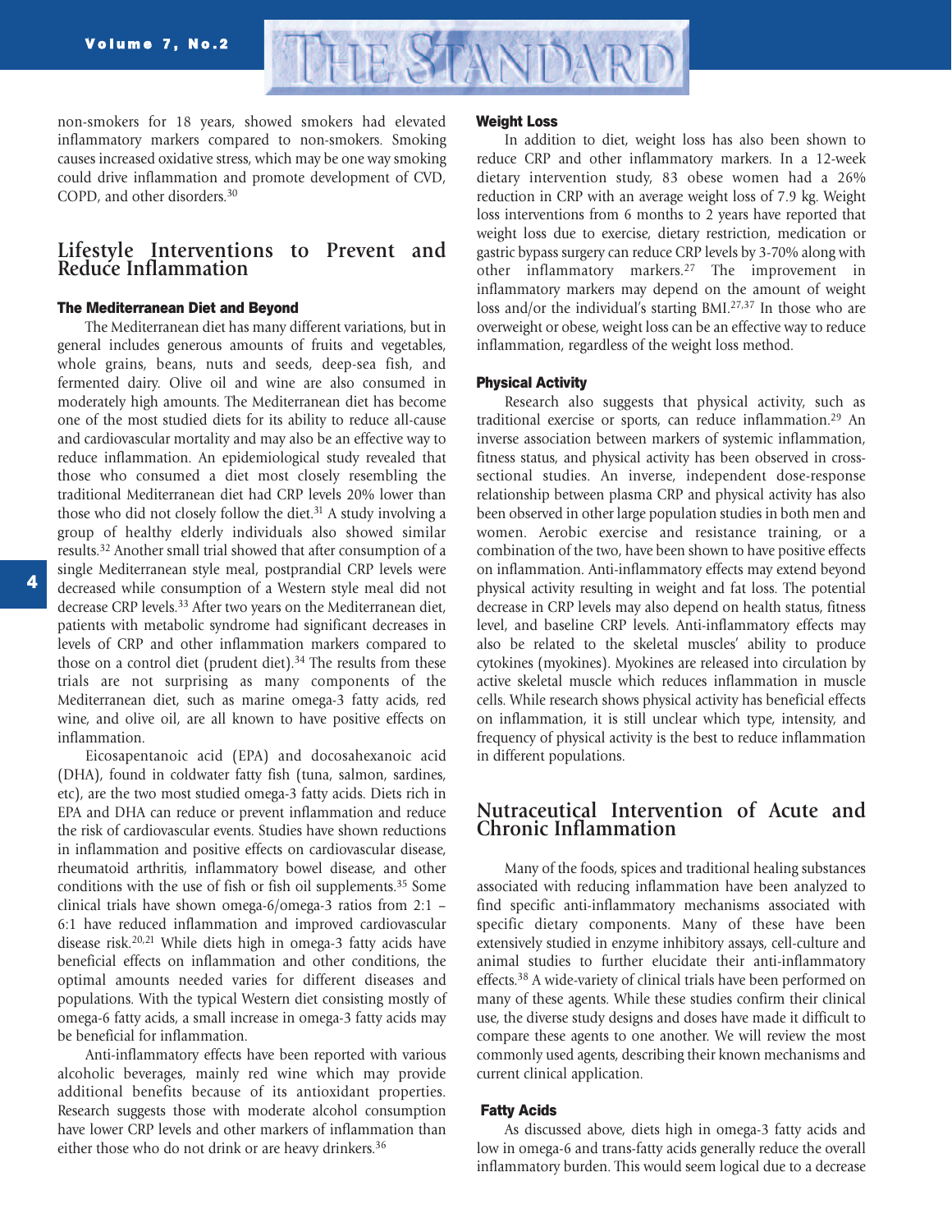non-smokers for 18 years, showed smokers had elevated inflammatory markers compared to non-smokers. Smoking causes increased oxidative stress, which may be one way smoking could drive inflammation and promote development of CVD, COPD, and other disorders.[30]

## Lifestyle Interventions to Prevent and Reduce Inflammation

### The Mediterranean Diet and Beyond

The Mediterranean diet has many different variations, but in general includes generous amounts of fruits and vegetables, whole grains, beans, nuts and seeds, deep-sea fish, and fermented dairy. Olive oil and wine are also consumed in moderately high amounts. The Mediterranean diet has become one of the most studied diets for its ability to reduce all-cause and cardiovascular mortality and may also be an effective way to reduce inflammation. An epidemiological study revealed that those who consumed a diet most closely resembling the traditional Mediterranean diet had CRP levels 20% lower than those who did not closely follow the diet.[31] A study involving a group of healthy elderly individuals also showed similar results.[32] Another small trial showed that after consumption of a single Mediterranean style meal, postprandial CRP levels were decreased while consumption of a Western style meal did not decrease CRP levels.[33] After two years on the Mediterranean diet, patients with metabolic syndrome had significant decreases in levels of CRP and other inflammation markers compared to those on a control diet (prudent diet).[34] The results from these trials are not surprising as many components of the Mediterranean diet, such as marine omega-3 fatty acids, red wine, and olive oil, are all known to have positive effects on inflammation.

Eicosapentanoic acid (EPA) and docosahexanoic acid (DHA), found in coldwater fatty fish (tuna, salmon, sardines, etc), are the two most studied omega-3 fatty acids. Diets rich in EPA and DHA can reduce or prevent inflammation and reduce the risk of cardiovascular events. Studies have shown reductions in inflammation and positive effects on cardiovascular disease, rheumatoid arthritis, inflammatory bowel disease, and other conditions with the use of fish or fish oil supplements.[35] Some clinical trials have shown omega-6/omega-3 ratios from 2:1 – 6:1 have reduced inflammation and improved cardiovascular disease risk.[20,21] While diets high in omega-3 fatty acids have beneficial effects on inflammation and other conditions, the optimal amounts needed varies for different diseases and populations. With the typical Western diet consisting mostly of omega-6 fatty acids, a small increase in omega-3 fatty acids may be beneficial for inflammation.

Anti-inflammatory effects have been reported with various alcoholic beverages, mainly red wine which may provide additional benefits because of its antioxidant properties. Research suggests those with moderate alcohol consumption have lower CRP levels and other markers of inflammation than either those who do not drink or are heavy drinkers.[36]

### Weight Loss

In addition to diet, weight loss has also been shown to reduce CRP and other inflammatory markers. In a 12-week dietary intervention study, 83 obese women had a 26% reduction in CRP with an average weight loss of 7.9 kg. Weight loss interventions from 6 months to 2 years have reported that weight loss due to exercise, dietary restriction, medication or gastric bypass surgery can reduce CRP levels by 3-70% along with other inflammatory markers.[27] The improvement in inflammatory markers may depend on the amount of weight loss and/or the individual's starting BMI.[27,37] In those who are overweight or obese, weight loss can be an effective way to reduce inflammation, regardless of the weight loss method.

### Physical Activity

Research also suggests that physical activity, such as traditional exercise or sports, can reduce inflammation.[29] An inverse association between markers of systemic inflammation, fitness status, and physical activity has been observed in cross-sectional studies. An inverse, independent dose-response relationship between plasma CRP and physical activity has also been observed in other large population studies in both men and women. Aerobic exercise and resistance training, or a combination of the two, have been shown to have positive effects on inflammation. Anti-inflammatory effects may extend beyond physical activity resulting in weight and fat loss. The potential decrease in CRP levels may also depend on health status, fitness level, and baseline CRP levels. Anti-inflammatory effects may also be related to the skeletal muscles' ability to produce cytokines (myokines). Myokines are released into circulation by active skeletal muscle which reduces inflammation in muscle cells. While research shows physical activity has beneficial effects on inflammation, it is still unclear which type, intensity, and frequency of physical activity is the best to reduce inflammation in different populations.

## Nutraceutical Intervention of Acute and Chronic Inflammation

Many of the foods, spices and traditional healing substances associated with reducing inflammation have been analyzed to find specific anti-inflammatory mechanisms associated with specific dietary components. Many of these have been extensively studied in enzyme inhibitory assays, cell-culture and animal studies to further elucidate their anti-inflammatory effects.[38] A wide-variety of clinical trials have been performed on many of these agents. While these studies confirm their clinical use, the diverse study designs and doses have made it difficult to compare these agents to one another. We will review the most commonly used agents, describing their known mechanisms and current clinical application.

### Fatty Acids

As discussed above, diets high in omega-3 fatty acids and low in omega-6 and trans-fatty acids generally reduce the overall inflammatory burden. This would seem logical due to a decrease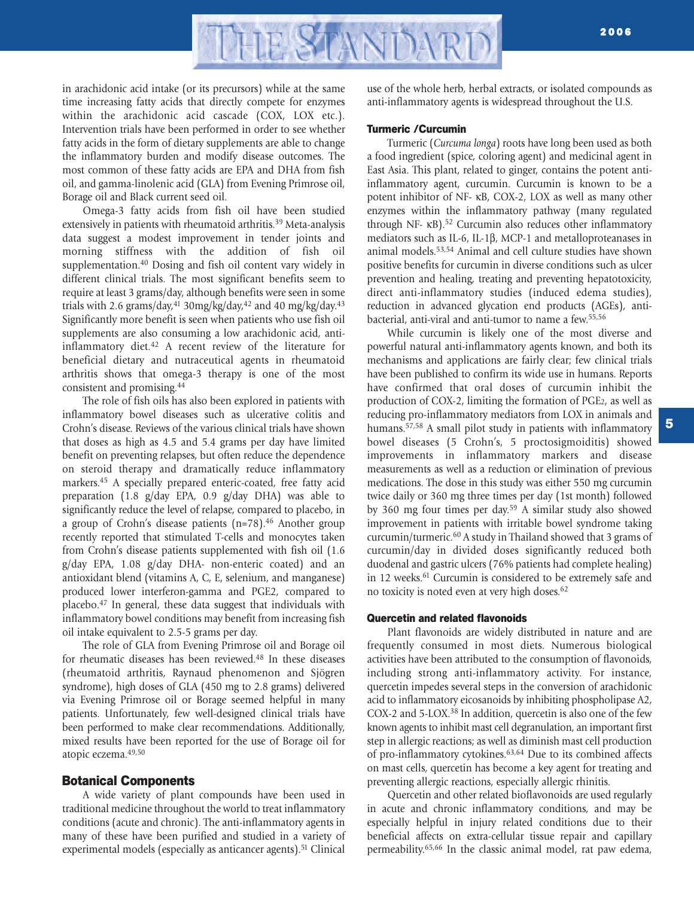in arachidonic acid intake (or its precursors) while at the same time increasing fatty acids that directly compete for enzymes within the arachidonic acid cascade (COX, LOX etc.). Intervention trials have been performed in order to see whether fatty acids in the form of dietary supplements are able to change the inflammatory burden and modify disease outcomes. The most common of these fatty acids are EPA and DHA from fish oil, and gamma-linolenic acid (GLA) from Evening Primrose oil, Borage oil and Black current seed oil.

Omega-3 fatty acids from fish oil have been studied extensively in patients with rheumatoid arthritis.[39] Meta-analysis data suggest a modest improvement in tender joints and morning stiffness with the addition of fish oil supplementation.[40] Dosing and fish oil content vary widely in different clinical trials. The most significant benefits seem to require at least 3 grams/day, although benefits were seen in some trials with 2.6 grams/day,[41] 30mg/kg/day,[42] and 40 mg/kg/day.[43] Significantly more benefit is seen when patients who use fish oil supplements are also consuming a low arachidonic acid, anti-inflammatory diet.[42] A recent review of the literature for beneficial dietary and nutraceutical agents in rheumatoid arthritis shows that omega-3 therapy is one of the most consistent and promising.[44]

The role of fish oils has also been explored in patients with inflammatory bowel diseases such as ulcerative colitis and Crohn's disease. Reviews of the various clinical trials have shown that doses as high as 4.5 and 5.4 grams per day have limited benefit on preventing relapses, but often reduce the dependence on steroid therapy and dramatically reduce inflammatory markers.[45] A specially prepared enteric-coated, free fatty acid preparation (1.8 g/day EPA, 0.9 g/day DHA) was able to significantly reduce the level of relapse, compared to placebo, in a group of Crohn's disease patients (n=78).[46] Another group recently reported that stimulated T-cells and monocytes taken from Crohn's disease patients supplemented with fish oil (1.6 g/day EPA, 1.08 g/day DHA- non-enteric coated) and an antioxidant blend (vitamins A, C, E, selenium, and manganese) produced lower interferon-gamma and PGE2, compared to placebo.[47] In general, these data suggest that individuals with inflammatory bowel conditions may benefit from increasing fish oil intake equivalent to 2.5-5 grams per day.

The role of GLA from Evening Primrose oil and Borage oil for rheumatic diseases has been reviewed.[48] In these diseases (rheumatoid arthritis, Raynaud phenomenon and Sjögren syndrome), high doses of GLA (450 mg to 2.8 grams) delivered via Evening Primrose oil or Borage seemed helpful in many patients. Unfortunately, few well-designed clinical trials have been performed to make clear recommendations. Additionally, mixed results have been reported for the use of Borage oil for atopic eczema.[49,50]

## Botanical Components

A wide variety of plant compounds have been used in traditional medicine throughout the world to treat inflammatory conditions (acute and chronic). The anti-inflammatory agents in many of these have been purified and studied in a variety of experimental models (especially as anticancer agents).[51] Clinical use of the whole herb, herbal extracts, or isolated compounds as anti-inflammatory agents is widespread throughout the U.S.

### Turmeric /Curcumin

Turmeric (*Curcuma longa*) roots have long been used as both a food ingredient (spice, coloring agent) and medicinal agent in East Asia. This plant, related to ginger, contains the potent anti-inflammatory agent, curcumin. Curcumin is known to be a potent inhibitor of NF- κB, COX-2, LOX as well as many other enzymes within the inflammatory pathway (many regulated through NF- κB).[52] Curcumin also reduces other inflammatory mediators such as IL-6, IL-1β, MCP-1 and metalloproteanases in animal models.[53,54] Animal and cell culture studies have shown positive benefits for curcumin in diverse conditions such as ulcer prevention and healing, treating and preventing hepatotoxicity, direct anti-inflammatory studies (induced edema studies), reduction in advanced glycation end products (AGEs), anti-bacterial, anti-viral and anti-tumor to name a few.[55,56]

While curcumin is likely one of the most diverse and powerful natural anti-inflammatory agents known, and both its mechanisms and applications are fairly clear; few clinical trials have been published to confirm its wide use in humans. Reports have confirmed that oral doses of curcumin inhibit the production of COX-2, limiting the formation of $PGE_2$, as well as reducing pro-inflammatory mediators from LOX in animals and humans.[57,58] A small pilot study in patients with inflammatory bowel diseases (5 Crohn's, 5 proctosigmoiditis) showed improvements in inflammatory markers and disease measurements as well as a reduction or elimination of previous medications. The dose in this study was either 550 mg curcumin twice daily or 360 mg three times per day (1st month) followed by 360 mg four times per day.[59] A similar study also showed improvement in patients with irritable bowel syndrome taking curcumin/turmeric.[60] A study in Thailand showed that 3 grams of curcumin/day in divided doses significantly reduced both duodenal and gastric ulcers (76% patients had complete healing) in 12 weeks.[61] Curcumin is considered to be extremely safe and no toxicity is noted even at very high doses.[62]

### Quercetin and related flavonoids

Plant flavonoids are widely distributed in nature and are frequently consumed in most diets. Numerous biological activities have been attributed to the consumption of flavonoids, including strong anti-inflammatory activity. For instance, quercetin impedes several steps in the conversion of arachidonic acid to inflammatory eicosanoids by inhibiting phospholipase A2, COX-2 and 5-LOX.[38] In addition, quercetin is also one of the few known agents to inhibit mast cell degranulation, an important first step in allergic reactions; as well as diminish mast cell production of pro-inflammatory cytokines.[63,64] Due to its combined affects on mast cells, quercetin has become a key agent for treating and preventing allergic reactions, especially allergic rhinitis.

Quercetin and other related bioflavonoids are used regularly in acute and chronic inflammatory conditions, and may be especially helpful in injury related conditions due to their beneficial affects on extra-cellular tissue repair and capillary permeability.[65,66] In the classic animal model, rat paw edema,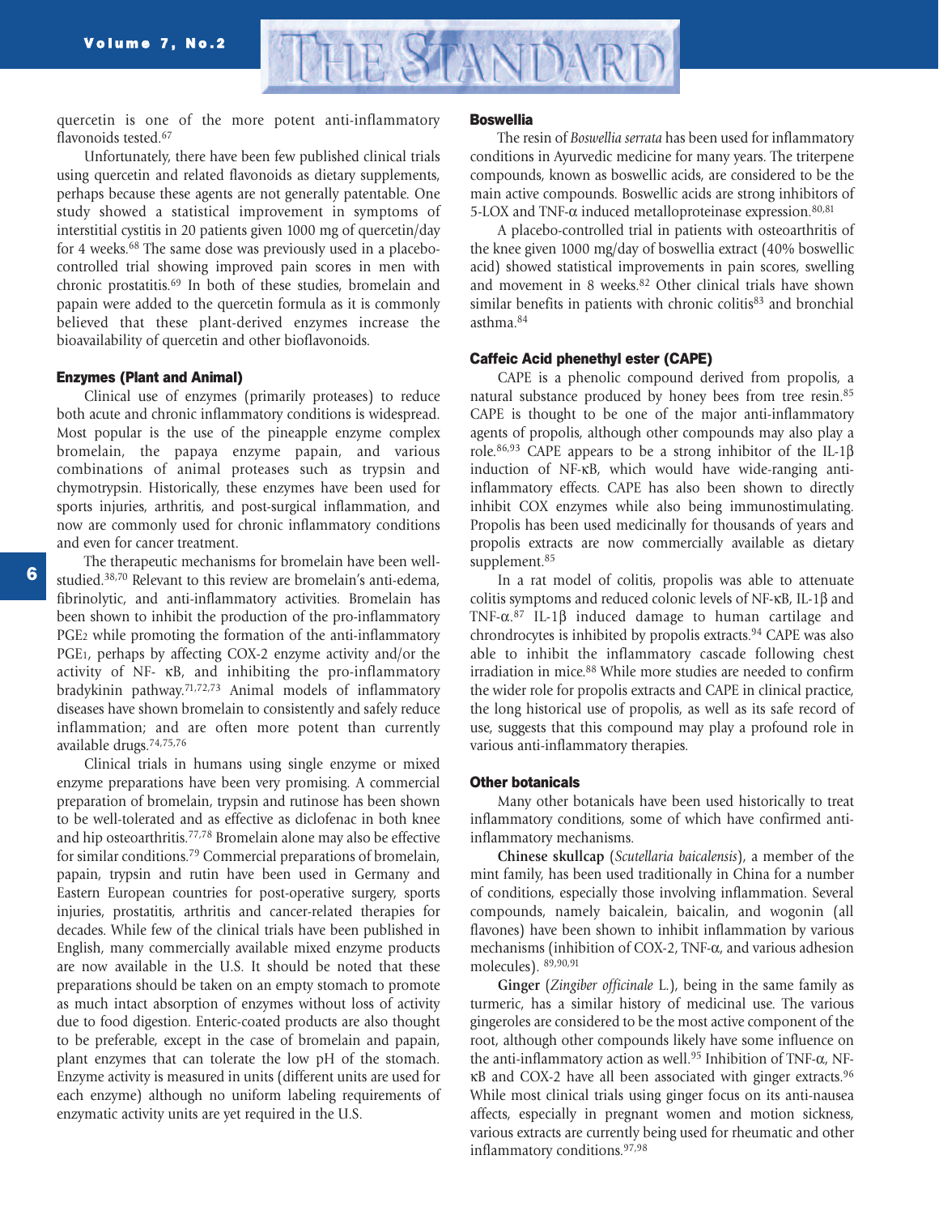quercetin is one of the more potent anti-inflammatory flavonoids tested.[67]

Unfortunately, there have been few published clinical trials using quercetin and related flavonoids as dietary supplements, perhaps because these agents are not generally patentable. One study showed a statistical improvement in symptoms of interstitial cystitis in 20 patients given 1000 mg of quercetin/day for 4 weeks.[68] The same dose was previously used in a placebo-controlled trial showing improved pain scores in men with chronic prostatitis.[69] In both of these studies, bromelain and papain were added to the quercetin formula as it is commonly believed that these plant-derived enzymes increase the bioavailability of quercetin and other bioflavonoids.

#### Enzymes (Plant and Animal)

Clinical use of enzymes (primarily proteases) to reduce both acute and chronic inflammatory conditions is widespread. Most popular is the use of the pineapple enzyme complex bromelain, the papaya enzyme papain, and various combinations of animal proteases such as trypsin and chymotrypsin. Historically, these enzymes have been used for sports injuries, arthritis, and post-surgical inflammation, and now are commonly used for chronic inflammatory conditions and even for cancer treatment.

The therapeutic mechanisms for bromelain have been well-studied.[38,70] Relevant to this review are bromelain's anti-edema, fibrinolytic, and anti-inflammatory activities. Bromelain has been shown to inhibit the production of the pro-inflammatory $PGE_2$ while promoting the formation of the anti-inflammatory $PGE_1$, perhaps by affecting COX-2 enzyme activity and/or the activity of NF- κB, and inhibiting the pro-inflammatory bradykinin pathway.[71,72,73] Animal models of inflammatory diseases have shown bromelain to consistently and safely reduce inflammation; and are often more potent than currently available drugs.[74,75,76]

Clinical trials in humans using single enzyme or mixed enzyme preparations have been very promising. A commercial preparation of bromelain, trypsin and rutinose has been shown to be well-tolerated and as effective as diclofenac in both knee and hip osteoarthritis.[77,78] Bromelain alone may also be effective for similar conditions.[79] Commercial preparations of bromelain, papain, trypsin and rutin have been used in Germany and Eastern European countries for post-operative surgery, sports injuries, prostatitis, arthritis and cancer-related therapies for decades. While few of the clinical trials have been published in English, many commercially available mixed enzyme products are now available in the U.S. It should be noted that these preparations should be taken on an empty stomach to promote as much intact absorption of enzymes without loss of activity due to food digestion. Enteric-coated products are also thought to be preferable, except in the case of bromelain and papain, plant enzymes that can tolerate the low pH of the stomach. Enzyme activity is measured in units (different units are used for each enzyme) although no uniform labeling requirements of enzymatic activity units are yet required in the U.S.

#### Boswellia

The resin of *Boswellia serrata* has been used for inflammatory conditions in Ayurvedic medicine for many years. The triterpene compounds, known as boswellic acids, are considered to be the main active compounds. Boswellic acids are strong inhibitors of 5-LOX and TNF-α induced metalloproteinase expression.[80,81]

A placebo-controlled trial in patients with osteoarthritis of the knee given 1000 mg/day of boswellia extract (40% boswellic acid) showed statistical improvements in pain scores, swelling and movement in 8 weeks.[82] Other clinical trials have shown similar benefits in patients with chronic colitis[83] and bronchial asthma.[84]

#### Caffeic Acid phenethyl ester (CAPE)

CAPE is a phenolic compound derived from propolis, a natural substance produced by honey bees from tree resin.[85] CAPE is thought to be one of the major anti-inflammatory agents of propolis, although other compounds may also play a role.[86,93] CAPE appears to be a strong inhibitor of the IL-1β induction of NF-κB, which would have wide-ranging anti-inflammatory effects. CAPE has also been shown to directly inhibit COX enzymes while also being immunostimulating. Propolis has been used medicinally for thousands of years and propolis extracts are now commercially available as dietary supplement.[85]

In a rat model of colitis, propolis was able to attenuate colitis symptoms and reduced colonic levels of NF-κB, IL-1β and TNF-α.[87] IL-1β induced damage to human cartilage and chrondrocytes is inhibited by propolis extracts.[94] CAPE was also able to inhibit the inflammatory cascade following chest irradiation in mice.[88] While more studies are needed to confirm the wider role for propolis extracts and CAPE in clinical practice, the long historical use of propolis, as well as its safe record of use, suggests that this compound may play a profound role in various anti-inflammatory therapies.

#### Other botanicals

Many other botanicals have been used historically to treat inflammatory conditions, some of which have confirmed anti-inflammatory mechanisms.

**Chinese skullcap** (*Scutellaria baicalensis*), a member of the mint family, has been used traditionally in China for a number of conditions, especially those involving inflammation. Several compounds, namely baicalein, baicalin, and wogonin (all flavones) have been shown to inhibit inflammation by various mechanisms (inhibition of COX-2, TNF-α, and various adhesion molecules). [89,90,91]

**Ginger** (*Zingiber officinale* L.), being in the same family as turmeric, has a similar history of medicinal use. The various gingeroles are considered to be the most active component of the root, although other compounds likely have some influence on the anti-inflammatory action as well.[95] Inhibition of TNF-α, NF-κB and COX-2 have all been associated with ginger extracts.[96] While most clinical trials using ginger focus on its anti-nausea affects, especially in pregnant women and motion sickness, various extracts are currently being used for rheumatic and other inflammatory conditions.[97,98]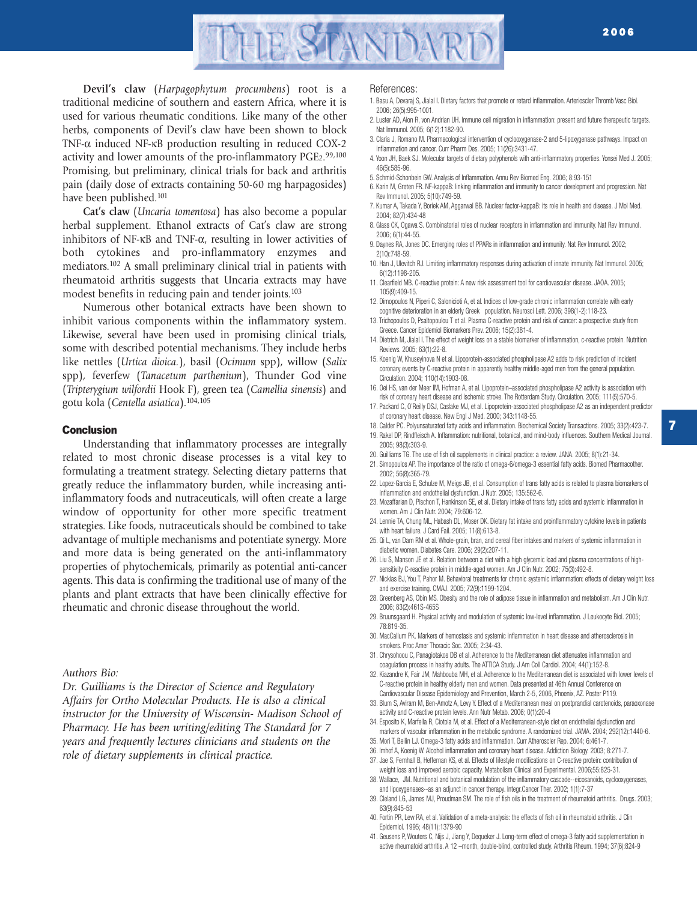**Devil's claw** (*Harpagophytum procumbens*) root is a traditional medicine of southern and eastern Africa, where it is used for various rheumatic conditions. Like many of the other herbs, components of Devil's claw have been shown to block TNF-α induced NF-κB production resulting in reduced COX-2 activity and lower amounts of the pro-inflammatory $PGE_2$.[99,100] Promising, but preliminary, clinical trials for back and arthritis pain (daily dose of extracts containing 50-60 mg harpagosides) have been published.[101]

**Cat's claw** (*Uncaria tomentosa*) has also become a popular herbal supplement. Ethanol extracts of Cat's claw are strong inhibitors of NF-κB and TNF-α, resulting in lower activities of both cytokines and pro-inflammatory enzymes and mediators.[102] A small preliminary clinical trial in patients with rheumatoid arthritis suggests that Uncaria extracts may have modest benefits in reducing pain and tender joints.[103]

Numerous other botanical extracts have been shown to inhibit various components within the inflammatory system. Likewise, several have been used in promising clinical trials, some with described potential mechanisms. They include herbs like nettles (*Urtica dioica.*), basil (*Ocimum* spp), willow (*Salix* spp), feverfew (*Tanacetum parthenium*), Thunder God vine (*Tripterygium wilfordii* Hook F), green tea (*Camellia sinensis*) and gotu kola (*Centella asiatica*).[104,105]

## Conclusion

Understanding that inflammatory processes are integrally related to most chronic disease processes is a vital key to formulating a treatment strategy. Selecting dietary patterns that greatly reduce the inflammatory burden, while increasing anti-inflammatory foods and nutraceuticals, will often create a large window of opportunity for other more specific treatment strategies. Like foods, nutraceuticals should be combined to take advantage of multiple mechanisms and potentiate synergy. More and more data is being generated on the anti-inflammatory properties of phytochemicals, primarily as potential anti-cancer agents. This data is confirming the traditional use of many of the plants and plant extracts that have been clinically effective for rheumatic and chronic disease throughout the world.

*Authors Bio:*

*Dr. Guilliams is the Director of Science and Regulatory Affairs for Ortho Molecular Products. He is also a clinical instructor for the University of Wisconsin- Madison School of Pharmacy. He has been writing/editing The Standard for 7 years and frequently lectures clinicians and students on the role of dietary supplements in clinical practice.*

References:

1. Basu A, Devaraj S, Jialal I. Dietary factors that promote or retard inflammation. Arterioscler Thromb Vasc Biol. 2006; 26(5):995-1001.
2. Luster AD, Alon R, von Andrian UH. Immune cell migration in inflammation: present and future therapeutic targets. Nat Immunol. 2005; 6(12):1182-90.
3. Claria J, Romano M. Pharmacological intervention of cyclooxygenase-2 and 5-lipoxygenase pathways. Impact on inflammation and cancer. Curr Pharm Des. 2005; 11(26):3431-47.
4. Yoon JH, Baek SJ. Molecular targets of dietary polyphenols with anti-inflammatory properties. Yonsei Med J. 2005; 46(5):585-96.
5. Schmid-Schonbein GW. Analysis of Inflammation. Annu Rev Biomed Eng. 2006; 8:93-151
6. Karin M, Greten FR. NF-kappaB: linking inflammation and immunity to cancer development and progression. Nat Rev Immunol. 2005; 5(10):749-59.
7. Kumar A, Takada Y, Boriek AM, Aggarwal BB. Nuclear factor-kappaB: its role in health and disease. J Mol Med. 2004; 82(7):434-48
8. Glass CK, Ogawa S. Combinatorial roles of nuclear receptors in inflammation and immunity. Nat Rev Immunol. 2006; 6(1):44-55.
9. Daynes RA, Jones DC. Emerging roles of PPARs in inflammation and immunity. Nat Rev Immunol. 2002; 2(10):748-59.
10. Han J, Ulevitch RJ. Limiting inflammatory responses during activation of innate immunity. Nat Immunol. 2005; 6(12):1198-205.
11. Clearfield MB. C-reactive protein: A new risk assessment tool for cardiovascular disease. JAOA. 2005; 105(9):409-15.
12. Dimopoulos N, Piperi C, Salonicioti A, et al. Indices of low-grade chronic inflammation correlate with early cognitive deterioration in an elderly Greek population. Neurosci Lett. 2006; 398(1-2):118-23.
13. Trichopoulos D, Psaltopoulou T et al. Plasma C-reactive protein and risk of cancer: a prospective study from Greece. Cancer Epidemiol Biomarkers Prev. 2006; 15(2):381-4.
14. Dietrich M, Jialal I. The effect of weight loss on a stable biomarker of inflammation, c-reactive protein. Nutrition Reviews. 2005; 63(1):22-8.
15. Koenig W, Khuseyinova N et al. Lipoprotein-associated phospholipase A2 adds to risk prediction of incident coronary events by C-reactive protein in apparently healthy middle-aged men from the general population. Circulation. 2004; 110(14):1903-08.
16. Oei HS, van der Meer IM, Hofman A, et al. Lipoprotein–associated phospholipase A2 activity is association with risk of coronary heart disease and ischemic stroke. The Rotterdam Study. Circulation. 2005; 111(5):570-5.
17. Packard C, O'Reilly DSJ, Caslake MJ, et al. Lipoprotein-associated phospholipase A2 as an independent predictor of coronary heart disease. New Engl J Med. 2000; 343:1148-55.
18. Calder PC. Polyunsaturated fatty acids and inflammation. Biochemical Society Transactions. 2005; 33(2):423-7.
19. Rakel DP, Rindfleisch A. Inflammation: nutritional, botanical, and mind-body influences. Southern Medical Journal. 2005; 98(3):303-9.
20. Guilliams TG. The use of fish oil supplements in clinical practice: a review. JANA. 2005; 8(1):21-34.
21. Simopoulos AP. The importance of the ratio of omega-6/omega-3 essential fatty acids. Biomed Pharmacother. 2002; 56(8):365-79.
22. Lopez-Garcia E, Schulze M, Meigs JB, et al. Consumption of trans fatty acids is related to plasma biomarkers of inflammation and endothelial dysfunction. J Nutr. 2005; 135:562-6.
23. Mozaffarian D, Pischon T, Hankinson SE, et al. Dietary intake of trans fatty acids and systemic inflammation in women. Am J Clin Nutr. 2004; 79:606-12.
24. Lennie TA, Chung ML, Habash DL, Moser DK. Dietary fat intake and proinflammatory cytokine levels in patients with heart failure. J Card Fail. 2005; 11(8):613-8.
25. Qi L, van Dam RM et al. Whole-grain, bran, and cereal fiber intakes and markers of systemic inflammation in diabetic women. Diabetes Care. 2006; 29(2):207-11.
26. Liu S, Manson JE et al. Relation between a diet with a high glycemic load and plasma concentrations of high-sensitivity C-reactive protein in middle-aged women. Am J Clin Nutr. 2002; 75(3):492-8.
27. Nicklas BJ, You T, Pahor M. Behavioral treatments for chronic systemic inflammation: effects of dietary weight loss and exercise training. CMAJ. 2005; 72(9):1199-1204.
28. Greenberg AS, Obin MS. Obesity and the role of adipose tissue in inflammation and metabolism. Am J Clin Nutr. 2006; 83(2):461S-465S
29. Bruunsgaard H. Physical activity and modulation of systemic low-level inflammation. J Leukocyte Biol. 2005; 78:819-35.
30. MacCallum PK. Markers of hemostasis and systemic inflammation in heart disease and atherosclerosis in smokers. Proc Amer Thoracic Soc. 2005; 2:34-43.
31. Chrysohoou C, Panagiotakos DB et al. Adherence to the Mediterranean diet attenuates inflammation and coagulation process in healthy adults. The ATTICA Study. J Am Coll Cardiol. 2004; 44(1):152-8.
32. Kiazandre K, Fair JM, Mahbouba MH, et al. Adherence to the Mediterranean diet is associated with lower levels of C-reactive protein in healthy elderly men and women. Data presented at 46th Annual Conference on Cardiovascular Disease Epidemiology and Prevention, March 2-5, 2006, Phoenix, AZ. Poster P119.
33. Blum S, Aviram M, Ben-Amotz A, Levy Y. Effect of a Mediterranean meal on postprandial carotenoids, paraoxonase activity and C-reactive protein levels. Ann Nutr Metab. 2006; 0(1):20-4
34. Esposito K, Marfella R, Ciotola M, et al. Effect of a Mediterranean-style diet on endothelial dysfunction and markers of vascular inflammation in the metabolic syndrome. A randomized trial. JAMA. 2004; 292(12):1440-6.
35. Mori T, Beilin LJ. Omega-3 fatty acids and inflammation. Curr Atheroscler Rep. 2004; 6:461-7.
36. Imhof A, Koenig W. Alcohol inflammation and coronary heart disease. Addiction Biology. 2003; 8:271-7.
37. Jae S, Fernhall B, Heffernan KS, et al. Effects of lifestyle modifications on C-reactive protein: contribution of weight loss and improved aerobic capacity. Metabolism Clinical and Experimental. 2006;55:825-31.
38. Wallace, JM. Nutritional and botanical modulation of the inflammatory cascade--eicosanoids, cyclooxygenases, and lipoxygenases--as an adjunct in cancer therapy. Integr.Cancer Ther. 2002; 1(1):7-37
39. Cleland LG, James MJ, Proudman SM. The role of fish oils in the treatment of rheumatoid arthritis. Drugs. 2003; 63(9):845-53
40. Fortin PR, Lew RA, et al. Validation of a meta-analysis: the effects of fish oil in rheumatoid arthritis. J Clin Epidemiol. 1995; 48(11):1379-90
41. Geusens P, Wouters C, Nijs J, Jiang Y, Dequeker J. Long-term effect of omega-3 fatty acid supplementation in active rheumatoid arthritis. A 12 –month, double-blind, controlled study. Arthritis Rheum. 1994; 37(6):824-9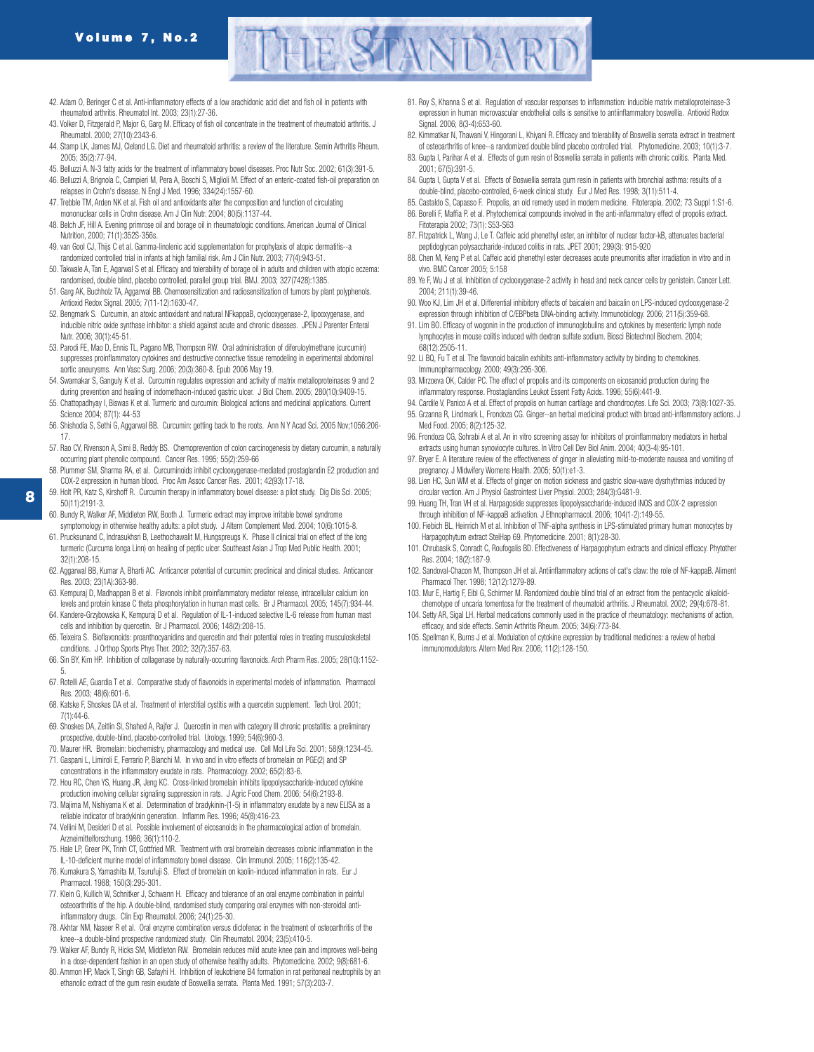42. Adam O, Beringer C et al. Anti-inflammatory effects of a low arachidonic acid diet and fish oil in patients with rheumatoid arthritis. Rheumatol Int. 2003; 23(1):27-36.
43. Volker D, Fitzgerald P, Major G, Garg M. Efficacy of fish oil concentrate in the treatment of rheumatoid arthritis. J Rheumatol. 2000; 27(10):2343-6.
44. Stamp LK, James MJ, Cleland LG. Diet and rheumatoid arthritis: a review of the literature. Semin Arthritis Rheum. 2005; 35(2):77-94.
45. Belluzzi A. N-3 fatty acids for the treatment of inflammatory bowel diseases. Proc Nutr Soc. 2002; 61(3):391-5.
46. Belluzzi A, Brignola C, Campieri M, Pera A, Boschi S, Miglioli M. Effect of an enteric-coated fish-oil preparation on relapses in Crohn's disease. N Engl J Med. 1996; 334(24):1557-60.
47. Trebble TM, Arden NK et al. Fish oil and antioxidants alter the composition and function of circulating mononuclear cells in Crohn disease. Am J Clin Nutr. 2004; 80(5):1137-44.
48. Belch JF, Hill A. Evening primrose oil and borage oil in rheumatologic conditions. American Journal of Clinical Nutrition, 2000; 71(1):352S-356s.
49. van Gool CJ, Thijs C et al. Gamma-linolenic acid supplementation for prophylaxis of atopic dermatitis--a randomized controlled trial in infants at high familial risk. Am J Clin Nutr. 2003; 77(4):943-51.
50. Takwale A, Tan E, Agarwal S et al. Efficacy and tolerability of borage oil in adults and children with atopic eczema: randomised, double blind, placebo controlled, parallel group trial. BMJ. 2003; 327(7428):1385.
51. Garg AK, Buchholz TA, Aggarwal BB. Chemosensitization and radiosensitization of tumors by plant polyphenols. Antioxid Redox Signal. 2005; 7(11-12):1630-47.
52. Bengmark S. Curcumin, an atoxic antioxidant and natural NFkappaB, cyclooxygenase-2, lipooxygenase, and inducible nitric oxide synthase inhibitor: a shield against acute and chronic diseases. JPEN J Parenter Enteral Nutr. 2006; 30(1):45-51.
53. Parodi FE, Mao D, Ennis TL, Pagano MB, Thompson RW. Oral administration of diferuloylmethane (curcumin) suppresses proinflammatory cytokines and destructive connective tissue remodeling in experimental abdominal aortic aneurysms. Ann Vasc Surg. 2006; 20(3):360-8. Epub 2006 May 19.
54. Swarnakar S, Ganguly K et al. Curcumin regulates expression and activity of matrix metalloproteinases 9 and 2 during prevention and healing of indomethacin-induced gastric ulcer. J Biol Chem. 2005; 280(10):9409-15.
55. Chattopadhyay I, Biswas K et al. Turmeric and curcumin: Biological actions and medicinal applications. Current Science 2004; 87(1): 44-53
56. Shishodia S, Sethi G, Aggarwal BB. Curcumin: getting back to the roots. Ann N Y Acad Sci. 2005 Nov;1056:206-17.
57. Rao CV, Rivenson A, Simi B, Reddy BS. Chemoprevention of colon carcinogenesis by dietary curcumin, a naturally occurring plant phenolic compound. Cancer Res. 1995; 55(2):259-66
58. Plummer SM, Sharma RA, et al. Curcuminoids inhibit cyclooxygenase-mediated prostaglandin E2 production and COX-2 expression in human blood. Proc Am Assoc Cancer Res. 2001; 42(93):17-18.
59. Holt PR, Katz S, Kirshoff R. Curcumin therapy in inflammatory bowel disease: a pilot study. Dig Dis Sci. 2005; 50(11):2191-3.
60. Bundy R, Walker AF, Middleton RW, Booth J. Turmeric extract may improve irritable bowel syndrome symptomology in otherwise healthy adults: a pilot study. J Altern Complement Med. 2004; 10(6):1015-8.
61. Prucksunand C, Indrasukhsri B, Leethochawalit M, Hungspreugs K. Phase II clinical trial on effect of the long turmeric (Curcuma longa Linn) on healing of peptic ulcer. Southeast Asian J Trop Med Public Health. 2001; 32(1):208-15.
62. Aggarwal BB, Kumar A, Bharti AC. Anticancer potential of curcumin: preclinical and clinical studies. Anticancer Res. 2003; 23(1A):363-98.
63. Kempuraj D, Madhappan B et al. Flavonols inhibit proinflammatory mediator release, intracellular calcium ion levels and protein kinase C theta phosphorylation in human mast cells. Br J Pharmacol. 2005; 145(7):934-44.
64. Kandere-Grzybowska K, Kempuraj D et al. Regulation of IL-1-induced selective IL-6 release from human mast cells and inhibition by quercetin. Br J Pharmacol. 2006; 148(2):208-15.
65. Teixeira S. Bioflavonoids: proanthocyanidins and quercetin and their potential roles in treating musculoskeletal conditions. J Orthop Sports Phys Ther. 2002; 32(7):357-63.
66. Sin BY, Kim HP. Inhibition of collagenase by naturally-occurring flavonoids. Arch Pharm Res. 2005; 28(10):1152-5.
67. Rotelli AE, Guardia T et al. Comparative study of flavonoids in experimental models of inflammation. Pharmacol Res. 2003; 48(6):601-6.
68. Katske F, Shoskes DA et al. Treatment of interstitial cystitis with a quercetin supplement. Tech Urol. 2001; 7(1):44-6.
69. Shoskes DA, Zeitlin SI, Shahed A, Rajfer J. Quercetin in men with category III chronic prostatitis: a preliminary prospective, double-blind, placebo-controlled trial. Urology. 1999; 54(6):960-3.
70. Maurer HR. Bromelain: biochemistry, pharmacology and medical use. Cell Mol Life Sci. 2001; 58(9):1234-45.
71. Gaspani L, Limiroli E, Ferrario P, Bianchi M. In vivo and in vitro effects of bromelain on PGE(2) and SP concentrations in the inflammatory exudate in rats. Pharmacology. 2002; 65(2):83-6.
72. Hou RC, Chen YS, Huang JR, Jeng KC. Cross-linked bromelain inhibits lipopolysaccharide-induced cytokine production involving cellular signaling suppression in rats. J Agric Food Chem. 2006; 54(6):2193-8.
73. Majima M, Nishiyama K et al. Determination of bradykinin-(1-5) in inflammatory exudate by a new ELISA as a reliable indicator of bradykinin generation. Inflamm Res. 1996; 45(8):416-23.
74. Vellini M, Desideri D et al. Possible involvement of eicosanoids in the pharmacological action of bromelain. Arzneimittelforschung. 1986; 36(1):110-2.
75. Hale LP, Greer PK, Trinh CT, Gottfried MR. Treatment with oral bromelain decreases colonic inflammation in the IL-10-deficient murine model of inflammatory bowel disease. Clin Immunol. 2005; 116(2):135-42.
76. Kumakura S, Yamashita M, Tsurufuji S. Effect of bromelain on kaolin-induced inflammation in rats. Eur J Pharmacol. 1988; 150(3):295-301.
77. Klein G, Kullich W, Schnitker J, Schwann H. Efficacy and tolerance of an oral enzyme combination in painful osteoarthritis of the hip. A double-blind, randomised study comparing oral enzymes with non-steroidal anti-inflammatory drugs. Clin Exp Rheumatol. 2006; 24(1):25-30.
78. Akhtar NM, Naseer R et al. Oral enzyme combination versus diclofenac in the treatment of osteoarthritis of the knee--a double-blind prospective randomized study. Clin Rheumatol. 2004; 23(5):410-5.
79. Walker AF, Bundy R, Hicks SM, Middleton RW. Bromelain reduces mild acute knee pain and improves well-being in a dose-dependent fashion in an open study of otherwise healthy adults. Phytomedicine. 2002; 9(8):681-6.
80. Ammon HP, Mack T, Singh GB, Safayhi H. Inhibition of leukotriene B4 formation in rat peritoneal neutrophils by an ethanolic extract of the gum resin exudate of Boswellia serrata. Planta Med. 1991; 57(3):203-7.
81. Roy S, Khanna S et al. Regulation of vascular responses to inflammation: inducible matrix metalloproteinase-3 expression in human microvascular endothelial cells is sensitive to antiinflammatory boswellia. Antioxid Redox Signal. 2006; 8(3-4):653-60.
82. Kimmatkar N, Thawani V, Hingorani L, Khiyani R. Efficacy and tolerability of Boswellia serrata extract in treatment of osteoarthritis of knee--a randomized double blind placebo controlled trial. Phytomedicine. 2003; 10(1):3-7.
83. Gupta I, Parihar A et al. Effects of gum resin of Boswellia serrata in patients with chronic colitis. Planta Med. 2001; 67(5):391-5.
84. Gupta I, Gupta V et al. Effects of Boswellia serrata gum resin in patients with bronchial asthma: results of a double-blind, placebo-controlled, 6-week clinical study. Eur J Med Res. 1998; 3(11):511-4.
85. Castaldo S, Capasso F. Propolis, an old remedy used in modern medicine. Fitoterapia. 2002; 73 Suppl 1:S1-6.
86. Borelli F, Maffia P. et al. Phytochemical compounds involved in the anti-inflammatory effect of propolis extract. Fitoterapia 2002; 73(1): S53-S63
87. Fitzpatrick L, Wang J, Le T. Caffeic acid phenethyl ester, an inhibitor of nuclear factor-kB, attenuates bacterial peptidoglycan polysaccharide-induced colitis in rats. JPET 2001; 299(3): 915-920
88. Chen M, Keng P et al. Caffeic acid phenethyl ester decreases acute pneumonitis after irradiation in vitro and in vivo. BMC Cancer 2005; 5:158
89. Ye F, Wu J et al. Inhibition of cyclooxygenase-2 activity in head and neck cancer cells by genistein. Cancer Lett. 2004; 211(1):39-46.
90. Woo KJ, Lim JH et al. Differential inhibitory effects of baicalein and baicalin on LPS-induced cyclooxygenase-2 expression through inhibition of C/EBPbeta DNA-binding activity. Immunobiology. 2006; 211(5):359-68.
91. Lim BO. Efficacy of wogonin in the production of immunoglobulins and cytokines by mesenteric lymph node lymphocytes in mouse colitis induced with dextran sulfate sodium. Biosci Biotechnol Biochem. 2004; 68(12):2505-11.
92. Li BQ, Fu T et al. The flavonoid baicalin exhibits anti-inflammatory activity by binding to chemokines. Immunopharmacology. 2000; 49(3):295-306.
93. Mirzoeva OK, Calder PC. The effect of propolis and its components on eicosanoid production during the inflammatory response. Prostaglandins Leukot Essent Fatty Acids. 1996; 55(6):441-9.
94. Cardile V, Panico A et al. Effect of propolis on human cartilage and chondrocytes. Life Sci. 2003; 73(8):1027-35.
95. Grzanna R, Lindmark L, Frondoza CG. Ginger--an herbal medicinal product with broad anti-inflammatory actions. J Med Food. 2005; 8(2):125-32.
96. Frondoza CG, Sohrabi A et al. An in vitro screening assay for inhibitors of proinflammatory mediators in herbal extracts using human synoviocyte cultures. In Vitro Cell Dev Biol Anim. 2004; 40(3-4):95-101.
97. Bryer E. A literature review of the effectiveness of ginger in alleviating mild-to-moderate nausea and vomiting of pregnancy. J Midwifery Womens Health. 2005; 50(1):e1-3.
98. Lien HC, Sun WM et al. Effects of ginger on motion sickness and gastric slow-wave dysrhythmias induced by circular vection. Am J Physiol Gastrointest Liver Physiol. 2003; 284(3):G481-9.
99. Huang TH, Tran VH et al. Harpagoside suppresses lipopolysaccharide-induced iNOS and COX-2 expression through inhibition of NF-kappaB activation. J Ethnopharmacol. 2006; 104(1-2):149-55.
100. Fiebich BL, Heinrich M et al. Inhibition of TNF-alpha synthesis in LPS-stimulated primary human monocytes by Harpagophytum extract SteiHap 69. Phytomedicine. 2001; 8(1):28-30.
101. Chrubasik S, Conradt C, Roufogalis BD. Effectiveness of Harpagophytum extracts and clinical efficacy. Phytother Res. 2004; 18(2):187-9.
102. Sandoval-Chacon M, Thompson JH et al. Antiinflammatory actions of cat's claw: the role of NF-kappaB. Aliment Pharmacol Ther. 1998; 12(12):1279-89.
103. Mur E, Hartig F, Eibl G, Schirmer M. Randomized double blind trial of an extract from the pentacyclic alkaloid-chemotype of uncaria tomentosa for the treatment of rheumatoid arthritis. J Rheumatol. 2002; 29(4):678-81.
104. Setty AR, Sigal LH. Herbal medications commonly used in the practice of rheumatology: mechanisms of action, efficacy, and side effects. Semin Arthritis Rheum. 2005; 34(6):773-84.
105. Spellman K, Burns J et al. Modulation of cytokine expression by traditional medicines: a review of herbal immunomodulators. Altern Med Rev. 2006; 11(2):128-150.